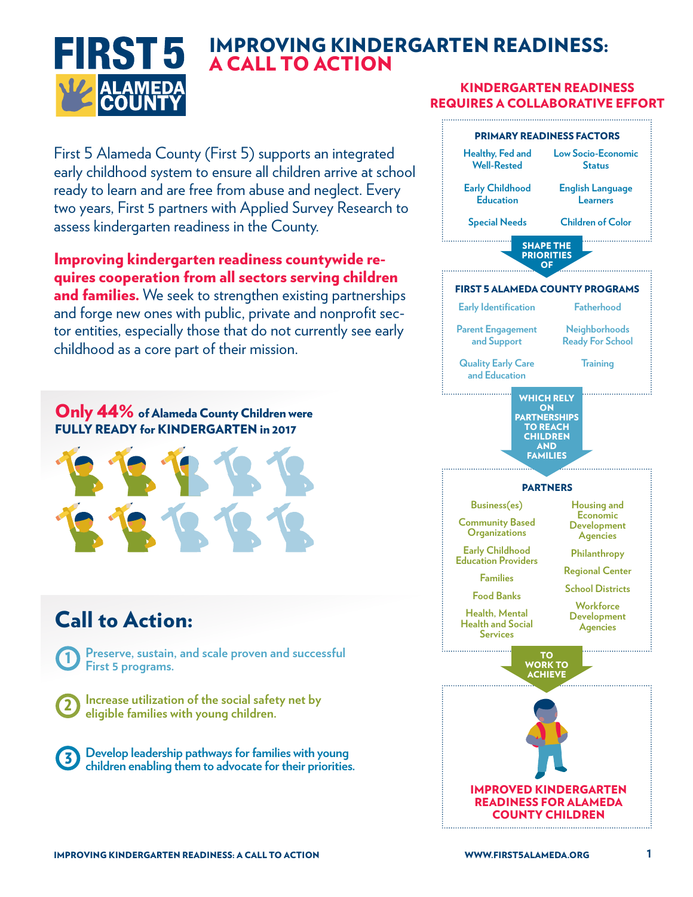# IMPROVING KINDERGARTEN READINESS: A CALL TO ACTION

First 5 Alameda County (First 5) supports an integrated early childhood system to ensure all children arrive at school ready to learn and are free from abuse and neglect. Every two years, First 5 partners with Applied Survey Research to assess kindergarten readiness in the County.

**Improving kindergarten readiness countywide requires cooperation from all sectors serving children and families.** We seek to strengthen existing partnerships and forge new ones with public, private and nonprofit sector entities, especially those that do not currently see early childhood as a core part of their mission.

**Only 44% of Alameda County Children were FULLY READY for KINDERGARTEN in 2017**

## Call to Action:

1. Preserve, sustain, and scale proven and successful First 5 programs.
2. Increase utilization of the social safety net by eligible families with young children.
3. Develop leadership pathways for families with young children enabling them to advocate for their priorities.

## KINDERGARTEN READINESS REQUIRES A COLLABORATIVE EFFORT

**PRIMARY READINESS FACTORS**

- Healthy, Fed and Well-Rested
- Low Socio-Economic Status
- Early Childhood Education
- English Language Learners
- Special Needs
- Children of Color

**SHAPE THE PRIORITIES OF**

**FIRST 5 ALAMEDA COUNTY PROGRAMS**

- Early Identification
- Fatherhood
- Parent Engagement and Support
- Neighborhoods Ready For School
- Quality Early Care and Education
- Training

**WHICH RELY ON PARTNERSHIPS TO REACH CHILDREN AND FAMILIES**

**PARTNERS**

- Business(es)
- Community Based Organizations
- Early Childhood Education Providers
- Families
- Food Banks
- Health, Mental Health and Social Services
- Housing and Economic Development Agencies
- Philanthropy
- Regional Center
- School Districts
- Workforce Development Agencies

**TO WORK TO ACHIEVE**

**IMPROVED KINDERGARTEN READINESS FOR ALAMEDA COUNTY CHILDREN**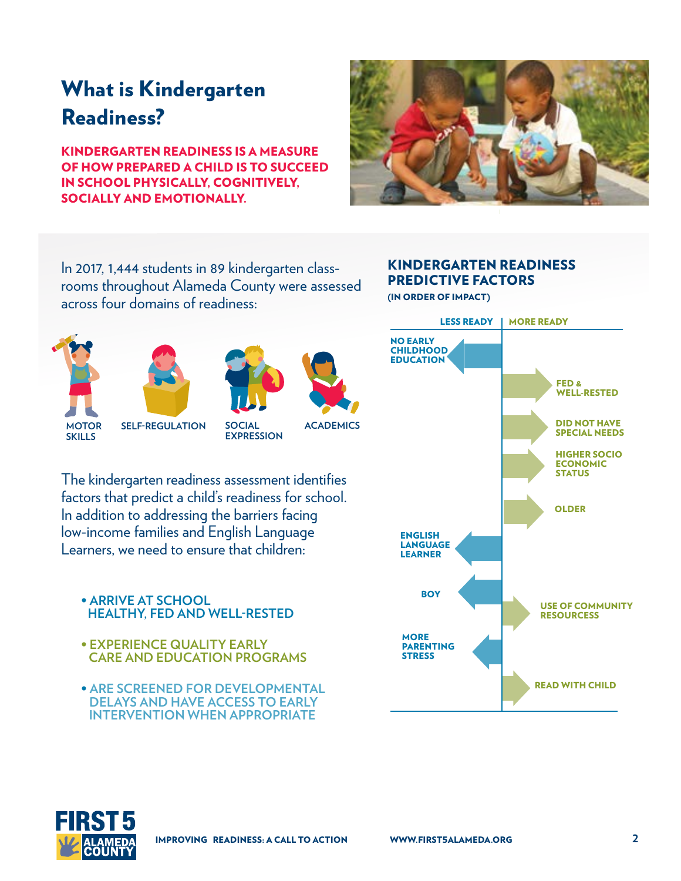# What is Kindergarten Readiness?

**KINDERGARTEN READINESS IS A MEASURE OF HOW PREPARED A CHILD IS TO SUCCEED IN SCHOOL PHYSICALLY, COGNITIVELY, SOCIALLY AND EMOTIONALLY.**

In 2017, 1,444 students in 89 kindergarten classrooms throughout Alameda County were assessed across four domains of readiness:

- MOTOR SKILLS
- SELF-REGULATION
- SOCIAL EXPRESSION
- ACADEMICS

The kindergarten readiness assessment identifies factors that predict a child's readiness for school. In addition to addressing the barriers facing low-income families and English Language Learners, we need to ensure that children:

- **ARRIVE AT SCHOOL HEALTHY, FED AND WELL-RESTED**
- **EXPERIENCE QUALITY EARLY CARE AND EDUCATION PROGRAMS**
- **ARE SCREENED FOR DEVELOPMENTAL DELAYS AND HAVE ACCESS TO EARLY INTERVENTION WHEN APPROPRIATE**

## KINDERGARTEN READINESS PREDICTIVE FACTORS

**(IN ORDER OF IMPACT)**

| LESS READY | MORE READY |
|---|---|
| NO EARLY CHILDHOOD EDUCATION | |
| | FED & WELL-RESTED |
| | DID NOT HAVE SPECIAL NEEDS |
| | HIGHER SOCIO ECONOMIC STATUS |
| | OLDER |
| ENGLISH LANGUAGE LEARNER | |
| BOY | |
| | USE OF COMMUNITY RESOURCES |
| MORE PARENTING STRESS | |
| | READ WITH CHILD |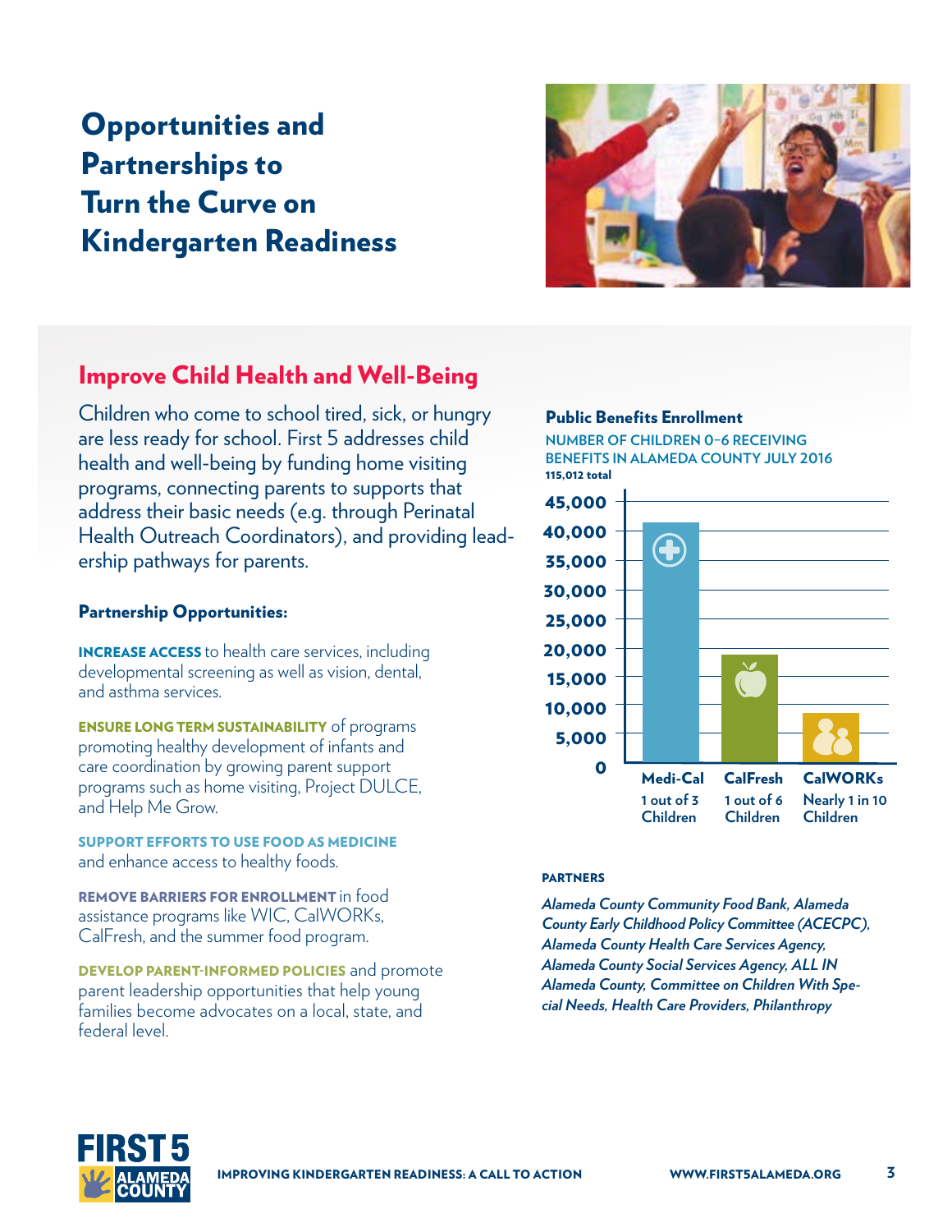# Opportunities and Partnerships to Turn the Curve on Kindergarten Readiness

## Improve Child Health and Well-Being

Children who come to school tired, sick, or hungry are less ready for school. First 5 addresses child health and well-being by funding home visiting programs, connecting parents to supports that address their basic needs (e.g. through Perinatal Health Outreach Coordinators), and providing leadership pathways for parents.

### Partnership Opportunities:

**INCREASE ACCESS** to health care services, including developmental screening as well as vision, dental, and asthma services.

**ENSURE LONG TERM SUSTAINABILITY** of programs promoting healthy development of infants and care coordination by growing parent support programs such as home visiting, Project DULCE, and Help Me Grow.

**SUPPORT EFFORTS TO USE FOOD AS MEDICINE** and enhance access to healthy foods.

**REMOVE BARRIERS FOR ENROLLMENT** in food assistance programs like WIC, CalWORKs, CalFresh, and the summer food program.

**DEVELOP PARENT-INFORMED POLICIES** and promote parent leadership opportunities that help young families become advocates on a local, state, and federal level.

### Public Benefits Enrollment

NUMBER OF CHILDREN 0–6 RECEIVING BENEFITS IN ALAMEDA COUNTY JULY 2016

115,012 total

| Program | Approx. Number of Children | Share |
|---|---|---|
| Medi-Cal | ~41,000 | 1 out of 3 Children |
| CalFresh | ~18,000 | 1 out of 6 Children |
| CalWORKs | ~8,500 | Nearly 1 in 10 Children |

### PARTNERS

*Alameda County Community Food Bank, Alameda County Early Childhood Policy Committee (ACECPC), Alameda County Health Care Services Agency, Alameda County Social Services Agency, ALL IN Alameda County, Committee on Children With Special Needs, Health Care Providers, Philanthropy*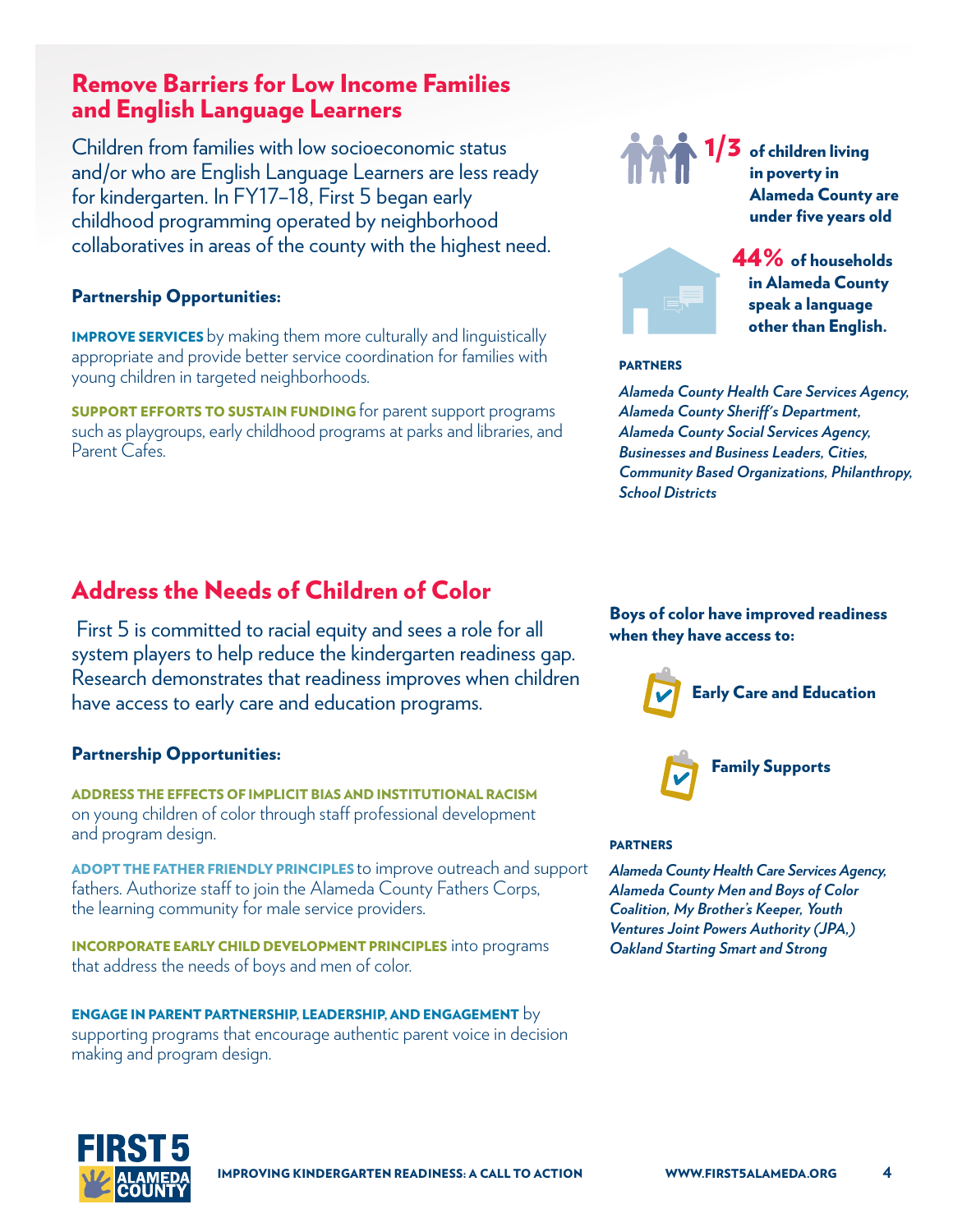## Remove Barriers for Low Income Families and English Language Learners

Children from families with low socioeconomic status and/or who are English Language Learners are less ready for kindergarten. In FY17–18, First 5 began early childhood programming operated by neighborhood collaboratives in areas of the county with the highest need.

### Partnership Opportunities:

**IMPROVE SERVICES** by making them more culturally and linguistically appropriate and provide better service coordination for families with young children in targeted neighborhoods.

**SUPPORT EFFORTS TO SUSTAIN FUNDING** for parent support programs such as playgroups, early childhood programs at parks and libraries, and Parent Cafes.

**1/3** of children living in poverty in Alameda County are under five years old

**44%** of households in Alameda County speak a language other than English.

**PARTNERS**

*Alameda County Health Care Services Agency, Alameda County Sheriff's Department, Alameda County Social Services Agency, Businesses and Business Leaders, Cities, Community Based Organizations, Philanthropy, School Districts*

## Address the Needs of Children of Color

First 5 is committed to racial equity and sees a role for all system players to help reduce the kindergarten readiness gap. Research demonstrates that readiness improves when children have access to early care and education programs.

### Partnership Opportunities:

**ADDRESS THE EFFECTS OF IMPLICIT BIAS AND INSTITUTIONAL RACISM** on young children of color through staff professional development and program design.

**ADOPT THE FATHER FRIENDLY PRINCIPLES** to improve outreach and support fathers. Authorize staff to join the Alameda County Fathers Corps, the learning community for male service providers.

**INCORPORATE EARLY CHILD DEVELOPMENT PRINCIPLES** into programs that address the needs of boys and men of color.

**ENGAGE IN PARENT PARTNERSHIP, LEADERSHIP, AND ENGAGEMENT** by supporting programs that encourage authentic parent voice in decision making and program design.

**Boys of color have improved readiness when they have access to:**

- **Early Care and Education**
- **Family Supports**

**PARTNERS**

*Alameda County Health Care Services Agency, Alameda County Men and Boys of Color Coalition, My Brother's Keeper, Youth Ventures Joint Powers Authority (JPA,) Oakland Starting Smart and Strong*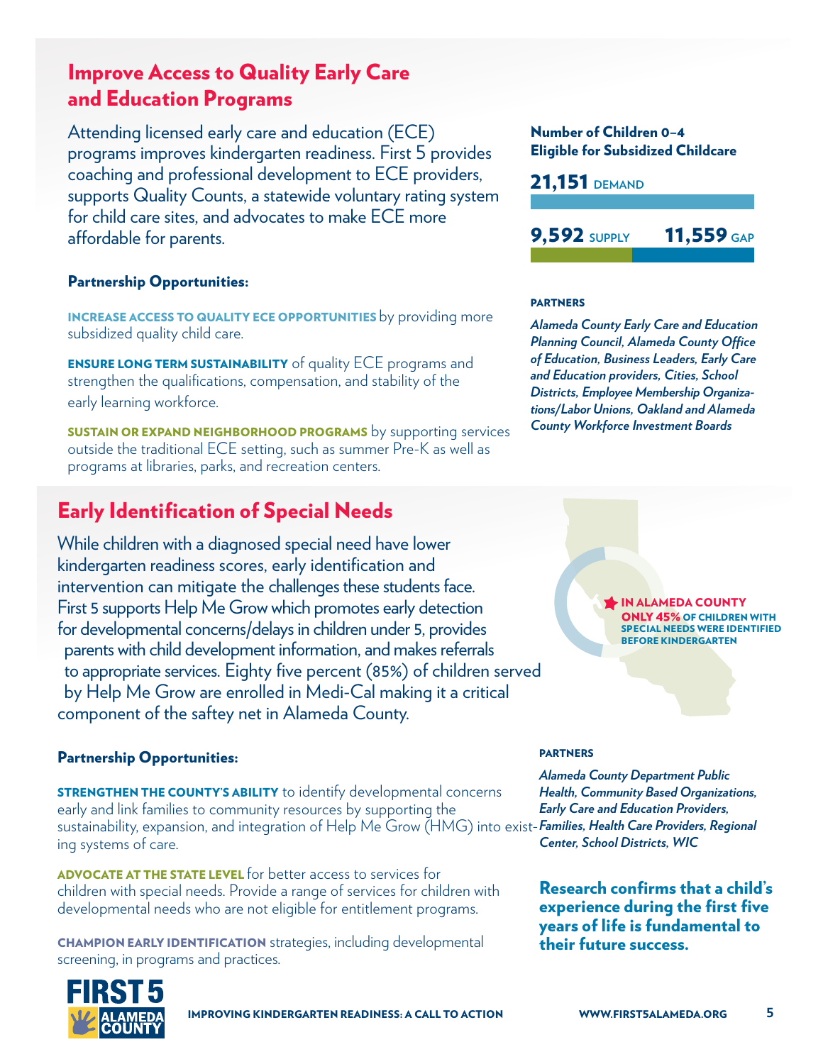## Improve Access to Quality Early Care and Education Programs

Attending licensed early care and education (ECE) programs improves kindergarten readiness. First 5 provides coaching and professional development to ECE providers, supports Quality Counts, a statewide voluntary rating system for child care sites, and advocates to make ECE more affordable for parents.

### Partnership Opportunities:

**INCREASE ACCESS TO QUALITY ECE OPPORTUNITIES** by providing more subsidized quality child care.

**ENSURE LONG TERM SUSTAINABILITY** of quality ECE programs and strengthen the qualifications, compensation, and stability of the early learning workforce.

**SUSTAIN OR EXPAND NEIGHBORHOOD PROGRAMS** by supporting services outside the traditional ECE setting, such as summer Pre-K as well as programs at libraries, parks, and recreation centers.

**Number of Children 0–4 Eligible for Subsidized Childcare**

21,151 DEMAND

9,592 SUPPLY

11,559 GAP

**PARTNERS**

*Alameda County Early Care and Education Planning Council, Alameda County Office of Education, Business Leaders, Early Care and Education providers, Cities, School Districts, Employee Membership Organizations/Labor Unions, Oakland and Alameda County Workforce Investment Boards*

## Early Identification of Special Needs

While children with a diagnosed special need have lower kindergarten readiness scores, early identification and intervention can mitigate the challenges these students face. First 5 supports Help Me Grow which promotes early detection for developmental concerns/delays in children under 5, provides parents with child development information, and makes referrals to appropriate services. Eighty five percent (85%) of children served by Help Me Grow are enrolled in Medi-Cal making it a critical component of the saftey net in Alameda County.

IN ALAMEDA COUNTY ONLY 45% OF CHILDREN WITH SPECIAL NEEDS WERE IDENTIFIED BEFORE KINDERGARTEN

### Partnership Opportunities:

**STRENGTHEN THE COUNTY'S ABILITY** to identify developmental concerns early and link families to community resources by supporting the sustainability, expansion, and integration of Help Me Grow (HMG) into existing systems of care.

**ADVOCATE AT THE STATE LEVEL** for better access to services for children with special needs. Provide a range of services for children with developmental needs who are not eligible for entitlement programs.

**CHAMPION EARLY IDENTIFICATION** strategies, including developmental screening, in programs and practices.

**PARTNERS**

*Alameda County Department Public Health, Community Based Organizations, Early Care and Education Providers, Families, Health Care Providers, Regional Center, School Districts, WIC*

**Research confirms that a child's experience during the first five years of life is fundamental to their future success.**